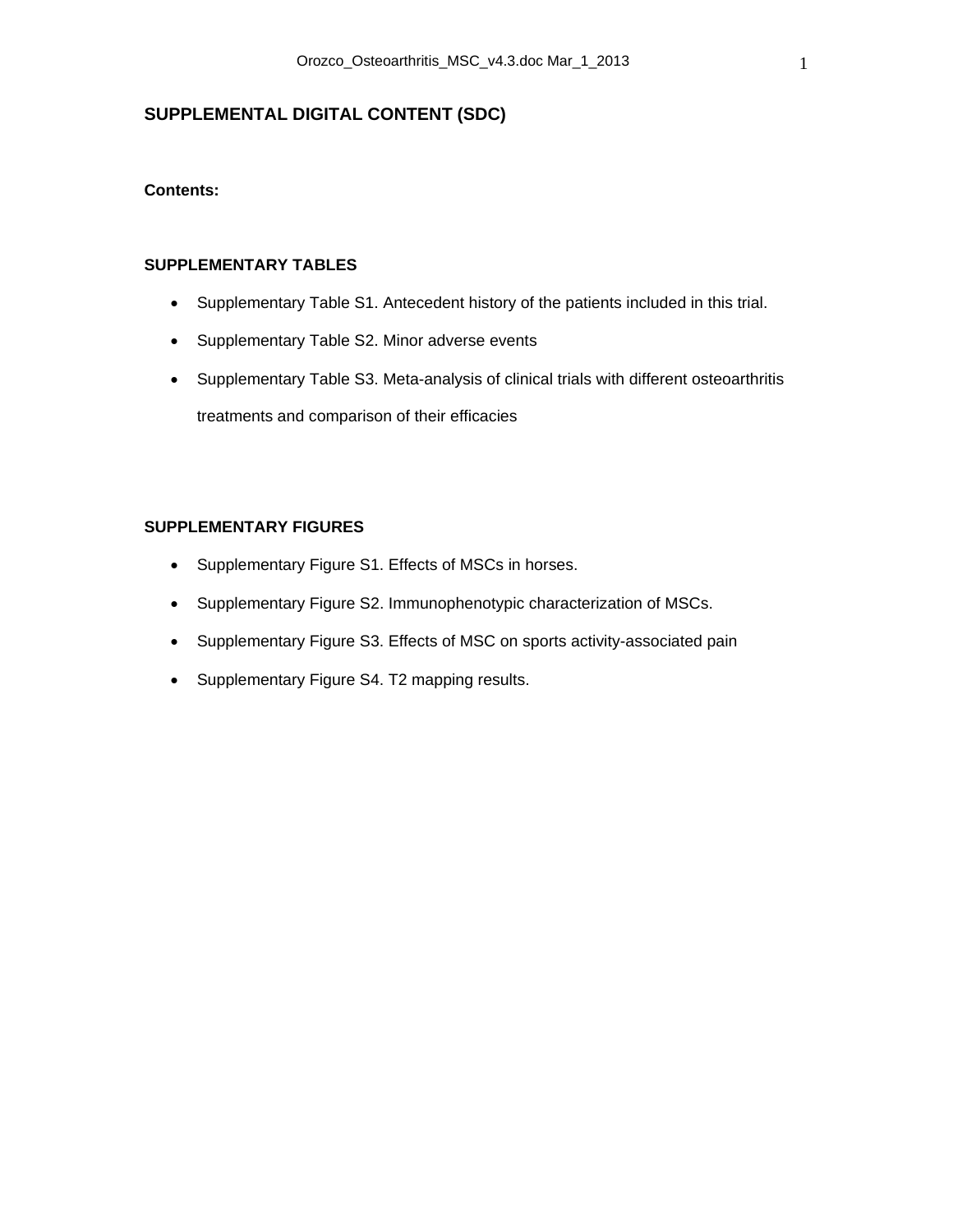## SUPPLEMENTAL DIGITAL CONTENT (SDC)

**Contents:**

### SUPPLEMENTARY TABLES

- Supplementary Table S1. Antecedent history of the patients included in this trial.
- Supplementary Table S2. Minor adverse events
- Supplementary Table S3. Meta-analysis of clinical trials with different osteoarthritis treatments and comparison of their efficacies

### SUPPLEMENTARY FIGURES

- Supplementary Figure S1. Effects of MSCs in horses.
- Supplementary Figure S2. Immunophenotypic characterization of MSCs.
- Supplementary Figure S3. Effects of MSC on sports activity-associated pain
- Supplementary Figure S4. T2 mapping results.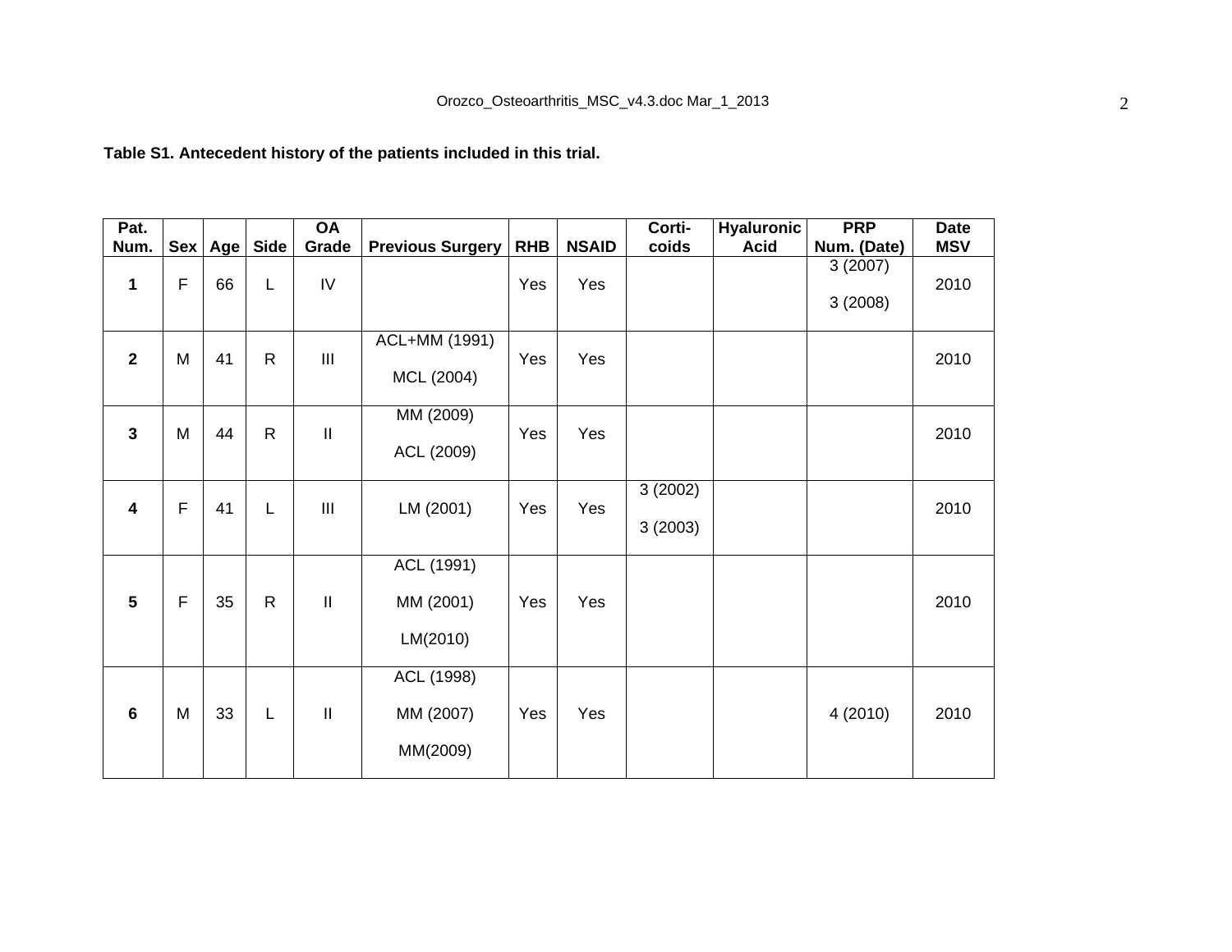**Table S1. Antecedent history of the patients included in this trial.**

| Pat. Num. | Sex | Age | Side | OA Grade | Previous Surgery | RHB | NSAID | Corti-coids | Hyaluronic Acid | PRP Num. (Date) | Date MSV |
|---|---|---|---|---|---|---|---|---|---|---|---|
| **1** | F | 66 | L | IV | | Yes | Yes | | | 3 (2007)<br>3 (2008) | 2010 |
| **2** | M | 41 | R | III | ACL+MM (1991)<br>MCL (2004) | Yes | Yes | | | | 2010 |
| **3** | M | 44 | R | II | MM (2009)<br>ACL (2009) | Yes | Yes | | | | 2010 |
| **4** | F | 41 | L | III | LM (2001) | Yes | Yes | 3 (2002)<br>3 (2003) | | | 2010 |
| **5** | F | 35 | R | II | ACL (1991)<br>MM (2001)<br>LM(2010) | Yes | Yes | | | | 2010 |
| **6** | M | 33 | L | II | ACL (1998)<br>MM (2007)<br>MM(2009) | Yes | Yes | | | 4 (2010) | 2010 |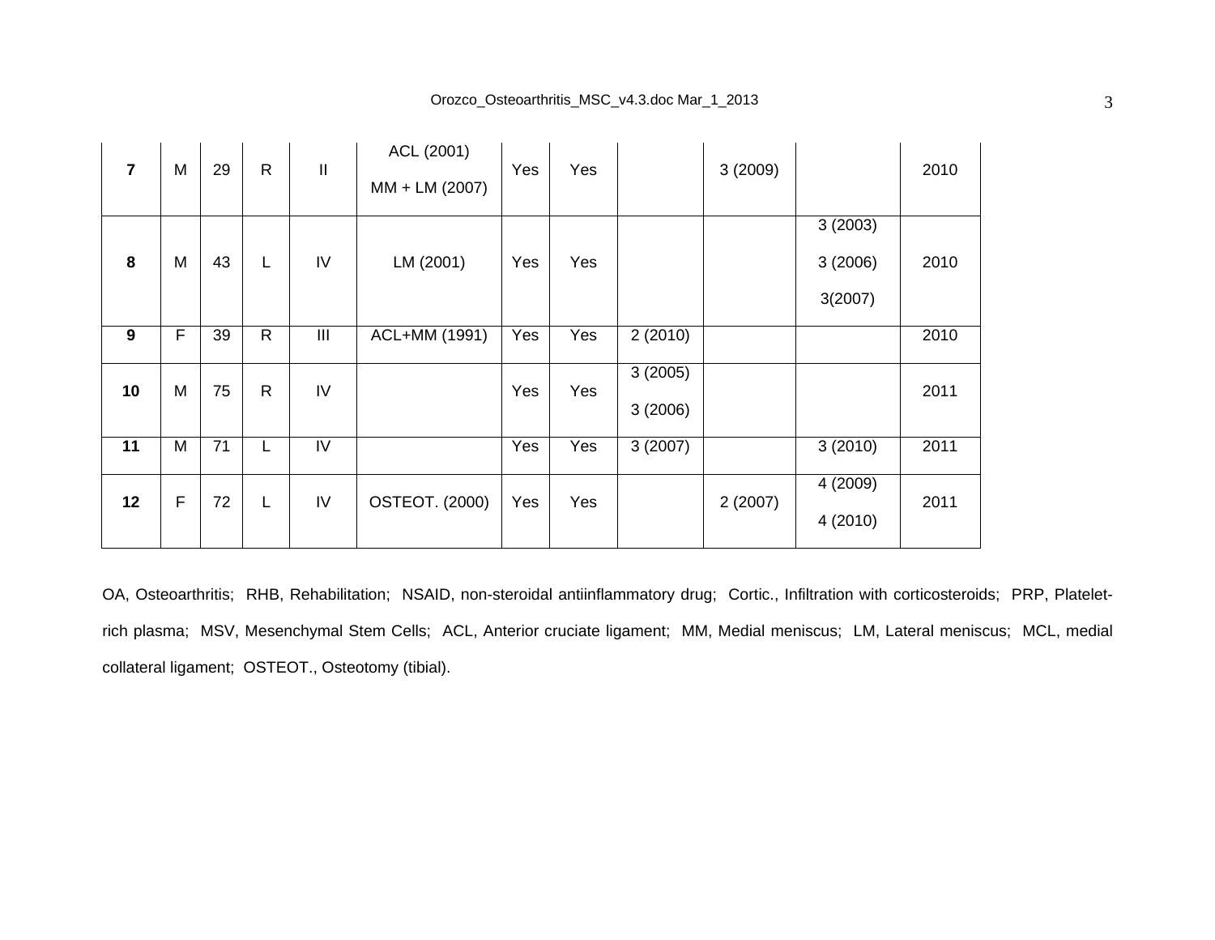| | | | | | | | | | | | |
|---|---|---|---|---|---|---|---|---|---|---|---|
| **7** | M | 29 | R | II | ACL (2001) MM + LM (2007) | Yes | Yes | | 3 (2009) | | 2010 |
| **8** | M | 43 | L | IV | LM (2001) | Yes | Yes | | | 3 (2003) 3 (2006) 3(2007) | 2010 |
| **9** | F | 39 | R | III | ACL+MM (1991) | Yes | Yes | 2 (2010) | | | 2010 |
| **10** | M | 75 | R | IV | | Yes | Yes | 3 (2005) 3 (2006) | | | 2011 |
| **11** | M | 71 | L | IV | | Yes | Yes | 3 (2007) | | 3 (2010) | 2011 |
| **12** | F | 72 | L | IV | OSTEOT. (2000) | Yes | Yes | | 2 (2007) | 4 (2009) 4 (2010) | 2011 |

OA, Osteoarthritis; RHB, Rehabilitation; NSAID, non-steroidal antiinflammatory drug; Cortic., Infiltration with corticosteroids; PRP, Platelet-rich plasma; MSV, Mesenchymal Stem Cells; ACL, Anterior cruciate ligament; MM, Medial meniscus; LM, Lateral meniscus; MCL, medial collateral ligament; OSTEOT., Osteotomy (tibial).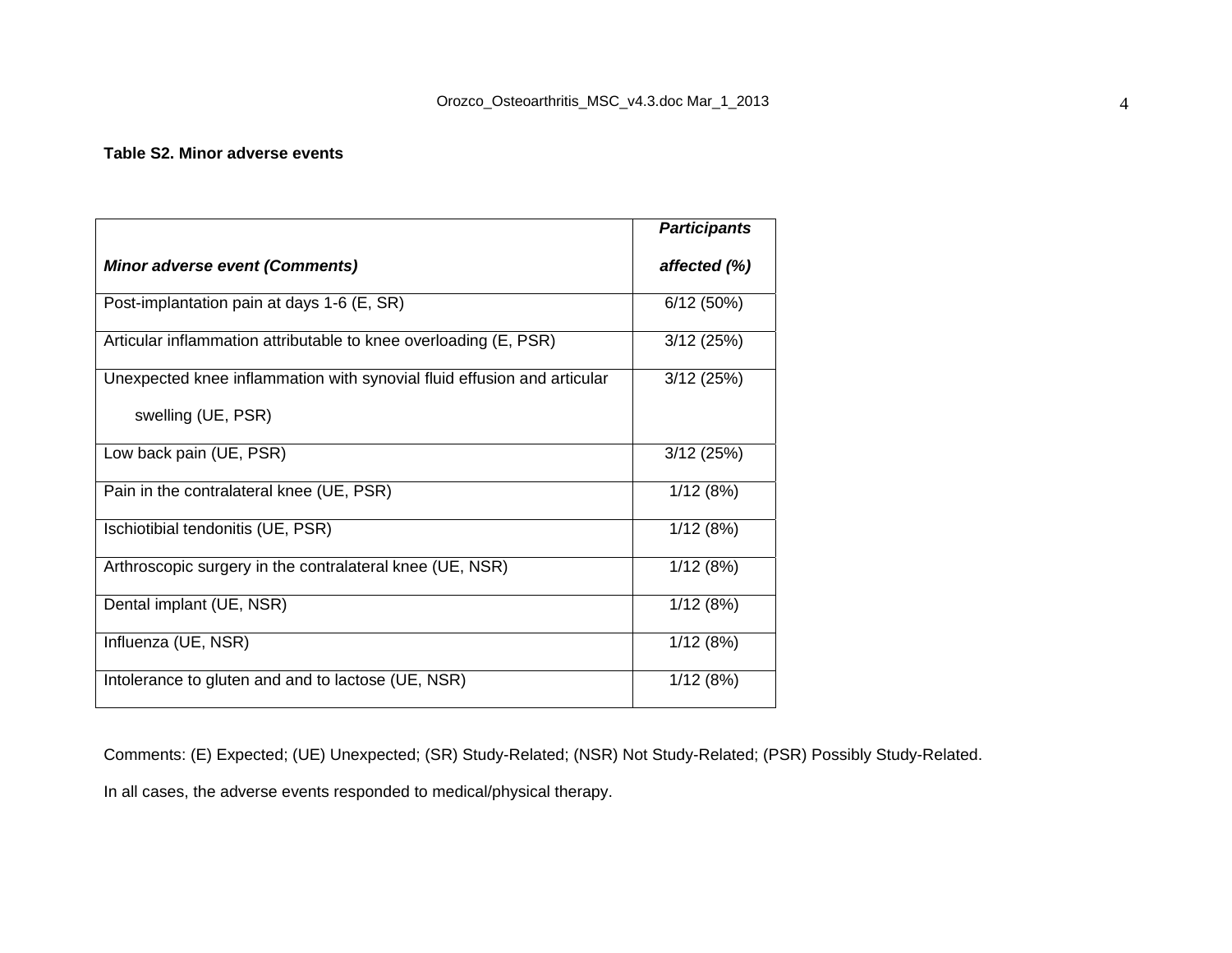**Table S2. Minor adverse events**

| *Minor adverse event (Comments)* | *Participants affected (%)* |
|---|---|
| Post-implantation pain at days 1-6 (E, SR) | 6/12 (50%) |
| Articular inflammation attributable to knee overloading (E, PSR) | 3/12 (25%) |
| Unexpected knee inflammation with synovial fluid effusion and articular swelling (UE, PSR) | 3/12 (25%) |
| Low back pain (UE, PSR) | 3/12 (25%) |
| Pain in the contralateral knee (UE, PSR) | 1/12 (8%) |
| Ischiotibial tendonitis (UE, PSR) | 1/12 (8%) |
| Arthroscopic surgery in the contralateral knee (UE, NSR) | 1/12 (8%) |
| Dental implant (UE, NSR) | 1/12 (8%) |
| Influenza (UE, NSR) | 1/12 (8%) |
| Intolerance to gluten and and to lactose (UE, NSR) | 1/12 (8%) |

Comments: (E) Expected; (UE) Unexpected; (SR) Study-Related; (NSR) Not Study-Related; (PSR) Possibly Study-Related.

In all cases, the adverse events responded to medical/physical therapy.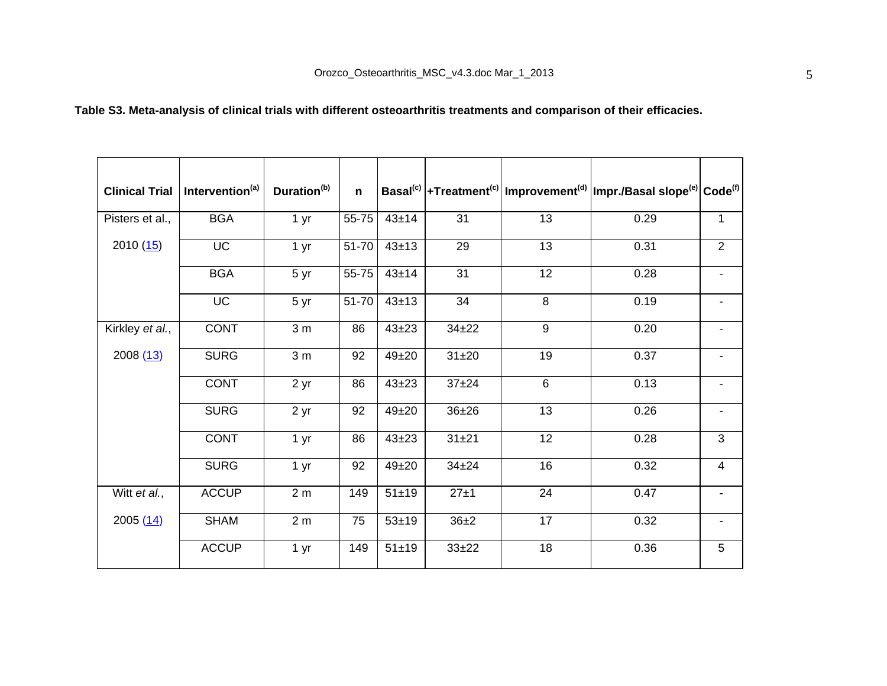**Table S3. Meta-analysis of clinical trials with different osteoarthritis treatments and comparison of their efficacies.**

| Clinical Trial | Intervention[a] | Duration[b] | n | Basal[c] | +Treatment[c] | Improvement[d] | Impr./Basal slope[e] | Code[f] |
|---|---|---|---|---|---|---|---|---|
| Pisters et al., 2010 (15) | BGA | 1 yr | 55-75 | 43±14 | 31 | 13 | 0.29 | 1 |
| | UC | 1 yr | 51-70 | 43±13 | 29 | 13 | 0.31 | 2 |
| | BGA | 5 yr | 55-75 | 43±14 | 31 | 12 | 0.28 | - |
| | UC | 5 yr | 51-70 | 43±13 | 34 | 8 | 0.19 | - |
| Kirkley *et al.*, 2008 (13) | CONT | 3 m | 86 | 43±23 | 34±22 | 9 | 0.20 | - |
| | SURG | 3 m | 92 | 49±20 | 31±20 | 19 | 0.37 | - |
| | CONT | 2 yr | 86 | 43±23 | 37±24 | 6 | 0.13 | - |
| | SURG | 2 yr | 92 | 49±20 | 36±26 | 13 | 0.26 | - |
| | CONT | 1 yr | 86 | 43±23 | 31±21 | 12 | 0.28 | 3 |
| | SURG | 1 yr | 92 | 49±20 | 34±24 | 16 | 0.32 | 4 |
| Witt *et al.*, 2005 (14) | ACCUP | 2 m | 149 | 51±19 | 27±1 | 24 | 0.47 | - |
| | SHAM | 2 m | 75 | 53±19 | 36±2 | 17 | 0.32 | - |
| | ACCUP | 1 yr | 149 | 51±19 | 33±22 | 18 | 0.36 | 5 |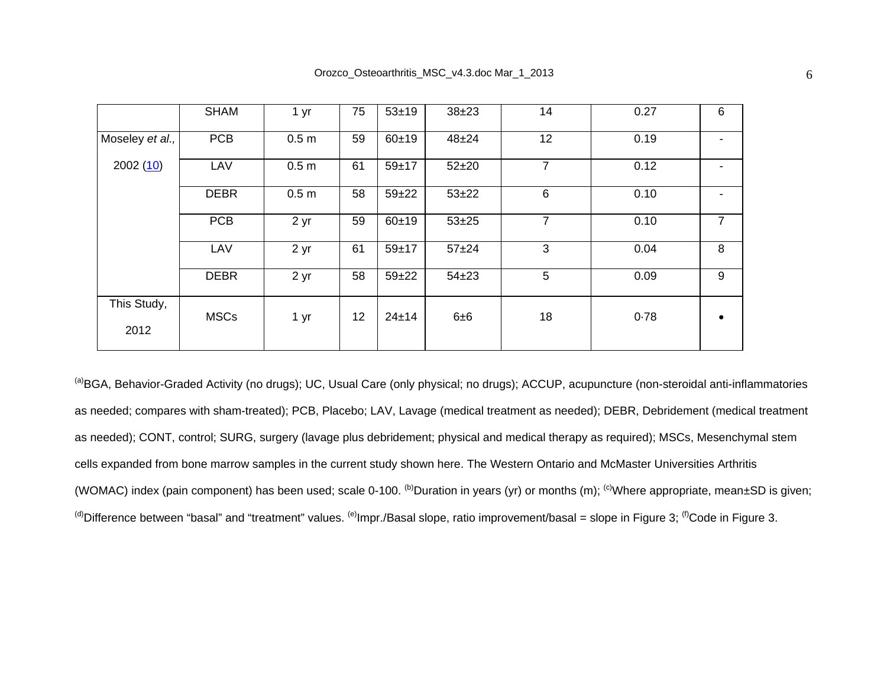|  | SHAM | 1 yr | 75 | 53±19 | 38±23 | 14 | 0.27 | 6 |
|---|---|---|---|---|---|---|---|---|
| Moseley *et al.*, 2002 (10) | PCB | 0.5 m | 59 | 60±19 | 48±24 | 12 | 0.19 | - |
|  | LAV | 0.5 m | 61 | 59±17 | 52±20 | 7 | 0.12 | - |
|  | DEBR | 0.5 m | 58 | 59±22 | 53±22 | 6 | 0.10 | - |
|  | PCB | 2 yr | 59 | 60±19 | 53±25 | 7 | 0.10 | 7 |
|  | LAV | 2 yr | 61 | 59±17 | 57±24 | 3 | 0.04 | 8 |
|  | DEBR | 2 yr | 58 | 59±22 | 54±23 | 5 | 0.09 | 9 |
| This Study, 2012 | MSCs | 1 yr | 12 | 24±14 | 6±6 | 18 | 0·78 | • |

[a]BGA, Behavior-Graded Activity (no drugs); UC, Usual Care (only physical; no drugs); ACCUP, acupuncture (non-steroidal anti-inflammatories as needed; compares with sham-treated); PCB, Placebo; LAV, Lavage (medical treatment as needed); DEBR, Debridement (medical treatment as needed); CONT, control; SURG, surgery (lavage plus debridement; physical and medical therapy as required); MSCs, Mesenchymal stem cells expanded from bone marrow samples in the current study shown here. The Western Ontario and McMaster Universities Arthritis (WOMAC) index (pain component) has been used; scale 0-100. [b]Duration in years (yr) or months (m); [c]Where appropriate, mean±SD is given; [d]Difference between "basal" and "treatment" values. [e]Impr./Basal slope, ratio improvement/basal = slope in Figure 3; [f]Code in Figure 3.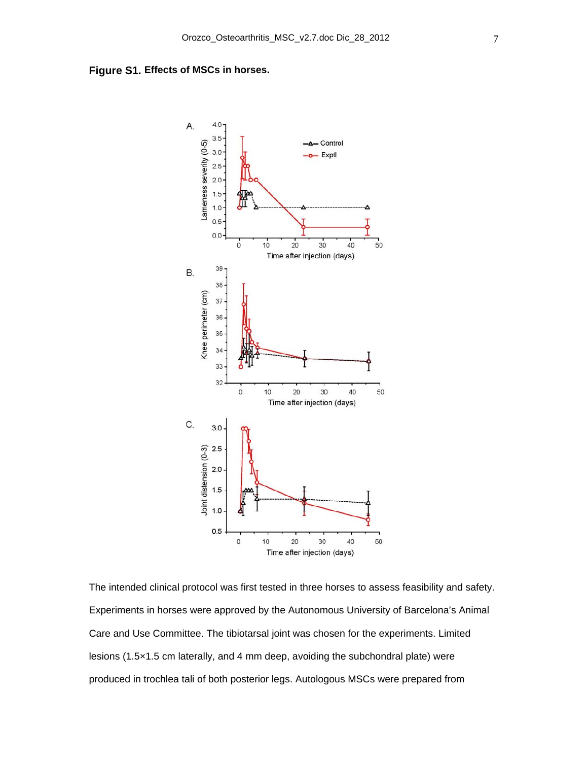**Figure S1. Effects of MSCs in horses.**

The intended clinical protocol was first tested in three horses to assess feasibility and safety. Experiments in horses were approved by the Autonomous University of Barcelona's Animal Care and Use Committee. The tibiotarsal joint was chosen for the experiments. Limited lesions (1.5×1.5 cm laterally, and 4 mm deep, avoiding the subchondral plate) were produced in trochlea tali of both posterior legs. Autologous MSCs were prepared from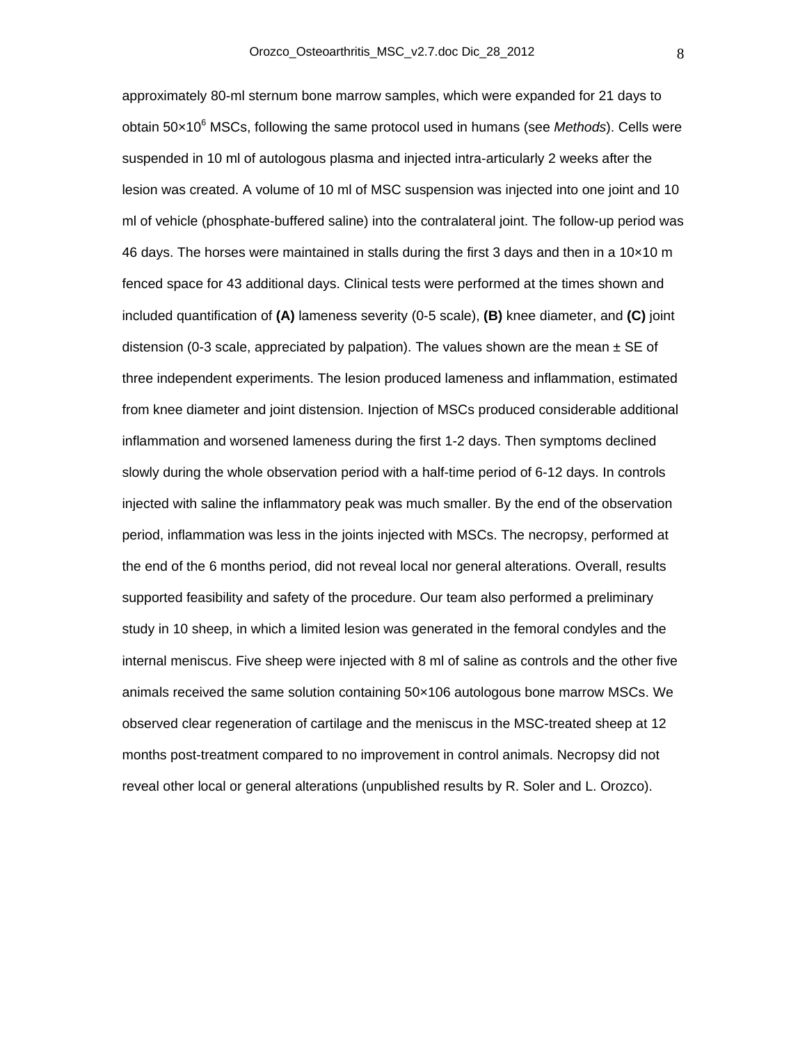approximately 80-ml sternum bone marrow samples, which were expanded for 21 days to obtain $50×10^6$ MSCs, following the same protocol used in humans (see *Methods*). Cells were suspended in 10 ml of autologous plasma and injected intra-articularly 2 weeks after the lesion was created. A volume of 10 ml of MSC suspension was injected into one joint and 10 ml of vehicle (phosphate-buffered saline) into the contralateral joint. The follow-up period was 46 days. The horses were maintained in stalls during the first 3 days and then in a 10×10 m fenced space for 43 additional days. Clinical tests were performed at the times shown and included quantification of **(A)** lameness severity (0-5 scale), **(B)** knee diameter, and **(C)** joint distension (0-3 scale, appreciated by palpation). The values shown are the mean ± SE of three independent experiments. The lesion produced lameness and inflammation, estimated from knee diameter and joint distension. Injection of MSCs produced considerable additional inflammation and worsened lameness during the first 1-2 days. Then symptoms declined slowly during the whole observation period with a half-time period of 6-12 days. In controls injected with saline the inflammatory peak was much smaller. By the end of the observation period, inflammation was less in the joints injected with MSCs. The necropsy, performed at the end of the 6 months period, did not reveal local nor general alterations. Overall, results supported feasibility and safety of the procedure. Our team also performed a preliminary study in 10 sheep, in which a limited lesion was generated in the femoral condyles and the internal meniscus. Five sheep were injected with 8 ml of saline as controls and the other five animals received the same solution containing 50×106 autologous bone marrow MSCs. We observed clear regeneration of cartilage and the meniscus in the MSC-treated sheep at 12 months post-treatment compared to no improvement in control animals. Necropsy did not reveal other local or general alterations (unpublished results by R. Soler and L. Orozco).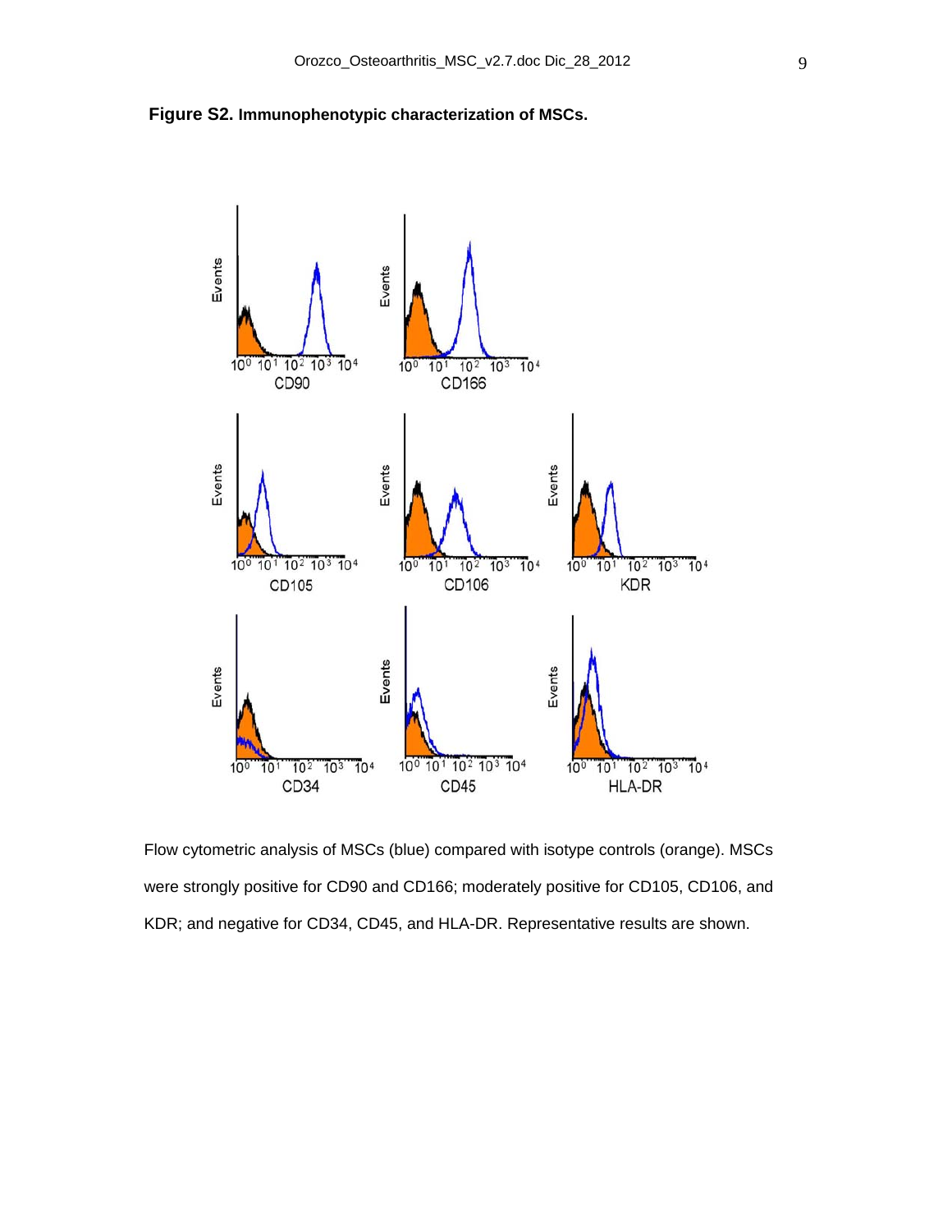**Figure S2. Immunophenotypic characterization of MSCs.**

Flow cytometric analysis of MSCs (blue) compared with isotype controls (orange). MSCs were strongly positive for CD90 and CD166; moderately positive for CD105, CD106, and KDR; and negative for CD34, CD45, and HLA-DR. Representative results are shown.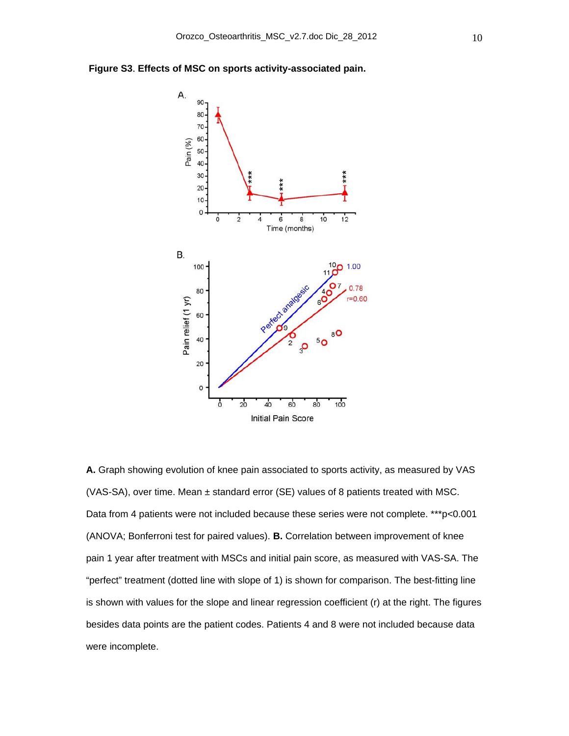**Figure S3**. **Effects of MSC on sports activity-associated pain.**

**A.** Graph showing evolution of knee pain associated to sports activity, as measured by VAS (VAS-SA), over time. Mean ± standard error (SE) values of 8 patients treated with MSC. Data from 4 patients were not included because these series were not complete. ***p<0.001 (ANOVA; Bonferroni test for paired values). **B.** Correlation between improvement of knee pain 1 year after treatment with MSCs and initial pain score, as measured with VAS-SA. The "perfect" treatment (dotted line with slope of 1) is shown for comparison. The best-fitting line is shown with values for the slope and linear regression coefficient (r) at the right. The figures besides data points are the patient codes. Patients 4 and 8 were not included because data were incomplete.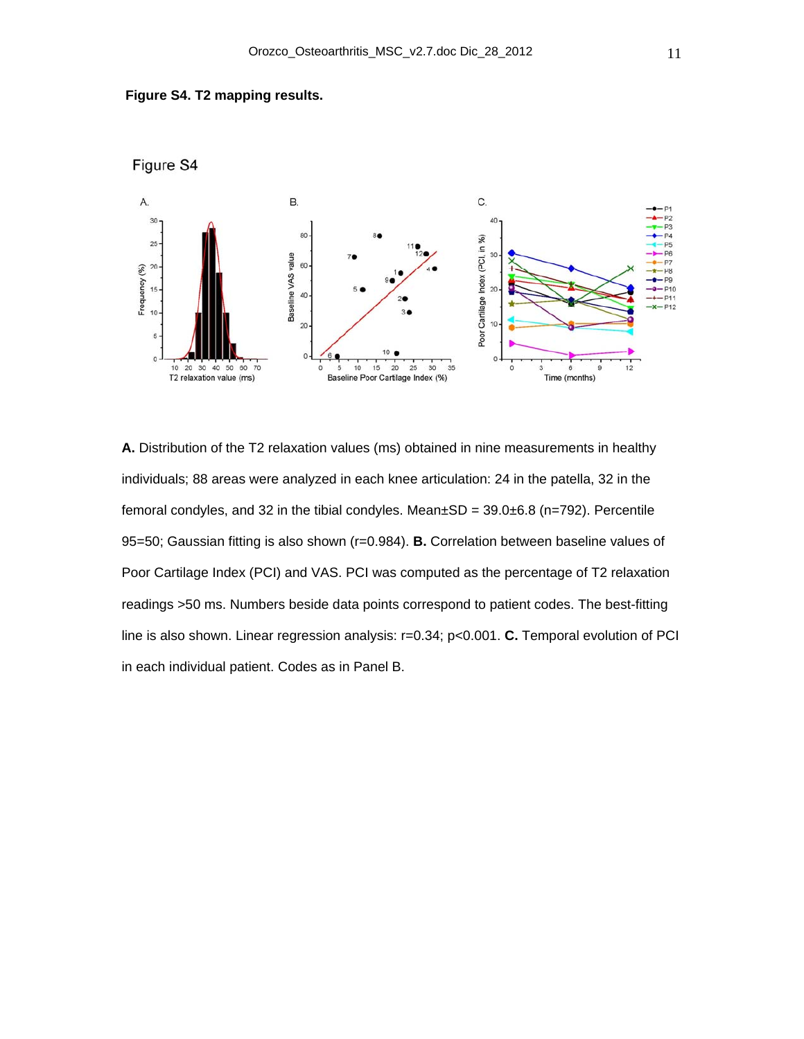**Figure S4. T2 mapping results.**

Figure S4

A.

30
25
20
15
10
5
0

Frequency (%)

10 20 30 40 50 60 70

T2 relaxation value (ms)

B.

80
60
40
20
0

Baseline VAS value

0 5 10 15 20 25 30 35

Baseline Poor Cartilage Index (%)

8
11
12
7
4
1
9
5
2
3
10
6

C.

40
30
20
10
0

Poor Cartilage Index (PCI, in %)

0 3 6 9 12

Time (months)

P1
P2
P3
P4
P5
P6
P7
P8
P9
P10
P11
P12

**A.** Distribution of the T2 relaxation values (ms) obtained in nine measurements in healthy individuals; 88 areas were analyzed in each knee articulation: 24 in the patella, 32 in the femoral condyles, and 32 in the tibial condyles. Mean±SD = 39.0±6.8 (n=792). Percentile 95=50; Gaussian fitting is also shown (r=0.984). **B.** Correlation between baseline values of Poor Cartilage Index (PCI) and VAS. PCI was computed as the percentage of T2 relaxation readings >50 ms. Numbers beside data points correspond to patient codes. The best-fitting line is also shown. Linear regression analysis: r=0.34; p<0.001. **C.** Temporal evolution of PCI in each individual patient. Codes as in Panel B.